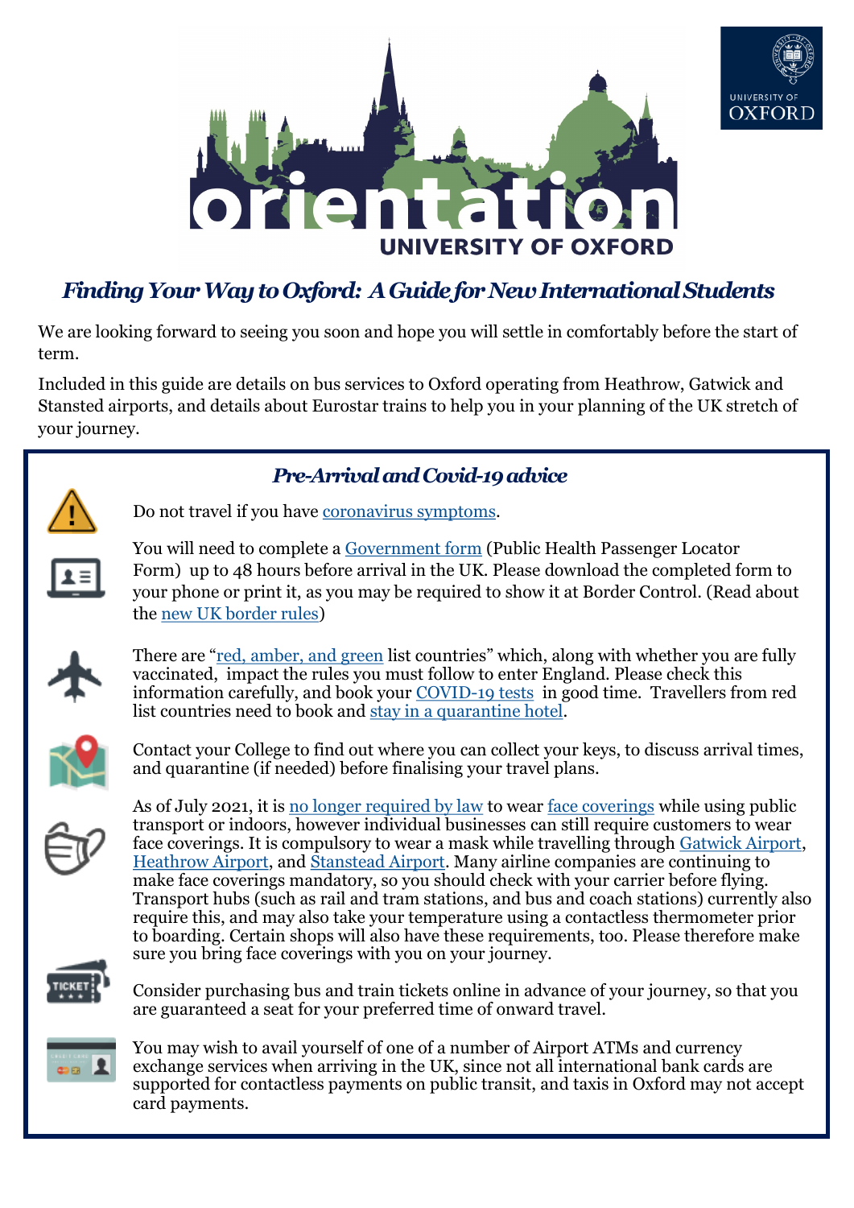# Finding Your Way to Oxford: A Guide for New International Students

We are looking forward to seeing you soon and hope you will settle in comfortably before the start of term.

Included in this guide are details on bus services to Oxford operating from Heathrow, Gatwick and Stansted airports, and details about Eurostar trains to help you in your planning of the UK stretch of your journey.

## Pre-Arrival and Covid-19 advice

Do not travel if you have coronavirus symptoms.

You will need to complete a Government form (Public Health Passenger Locator Form) up to 48 hours before arrival in the UK. Please download the completed form to your phone or print it, as you may be required to show it at Border Control. (Read about the new UK border rules)

There are "red, amber, and green list countries" which, along with whether you are fully vaccinated, impact the rules you must follow to enter England. Please check this information carefully, and book your COVID-19 tests in good time. Travellers from red list countries need to book and stay in a quarantine hotel.

Contact your College to find out where you can collect your keys, to discuss arrival times, and quarantine (if needed) before finalising your travel plans.

As of July 2021, it is no longer required by law to wear face coverings while using public transport or indoors, however individual businesses can still require customers to wear face coverings. It is compulsory to wear a mask while travelling through Gatwick Airport, Heathrow Airport, and Stanstead Airport. Many airline companies are continuing to make face coverings mandatory, so you should check with your carrier before flying. Transport hubs (such as rail and tram stations, and bus and coach stations) currently also require this, and may also take your temperature using a contactless thermometer prior to boarding. Certain shops will also have these requirements, too. Please therefore make sure you bring face coverings with you on your journey.

Consider purchasing bus and train tickets online in advance of your journey, so that you are guaranteed a seat for your preferred time of onward travel.

You may wish to avail yourself of one of a number of Airport ATMs and currency exchange services when arriving in the UK, since not all international bank cards are supported for contactless payments on public transit, and taxis in Oxford may not accept card payments.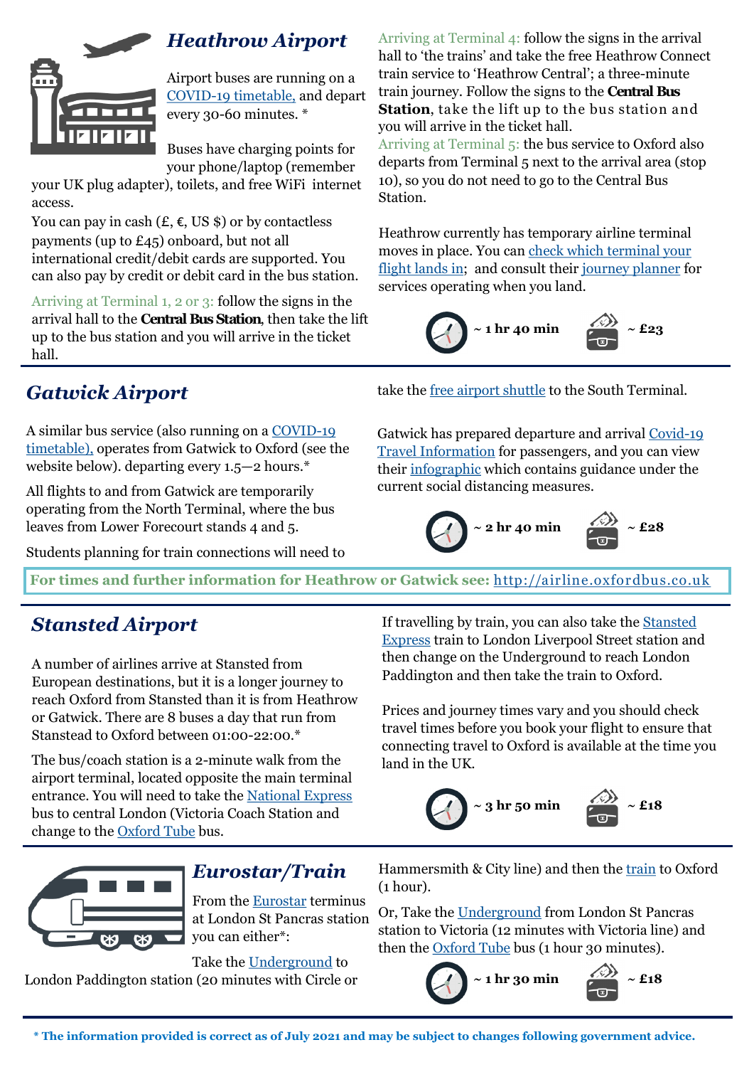## Heathrow Airport

Airport buses are running on a COVID-19 timetable, and depart every 30-60 minutes. *

Buses have charging points for your phone/laptop (remember your UK plug adapter), toilets, and free WiFi internet access.

You can pay in cash (£, €, US $) or by contactless payments (up to £45) onboard, but not all international credit/debit cards are supported. You can also pay by credit or debit card in the bus station.

Arriving at Terminal 1, 2 or 3: follow the signs in the arrival hall to the **Central Bus Station**, then take the lift up to the bus station and you will arrive in the ticket hall.

Arriving at Terminal 4: follow the signs in the arrival hall to 'the trains' and take the free Heathrow Connect train service to 'Heathrow Central'; a three-minute train journey. Follow the signs to the **Central Bus Station**, take the lift up to the bus station and you will arrive in the ticket hall.

Arriving at Terminal 5: the bus service to Oxford also departs from Terminal 5 next to the arrival area (stop 10), so you do not need to go to the Central Bus Station.

Heathrow currently has temporary airline terminal moves in place. You can check which terminal your flight lands in; and consult their journey planner for services operating when you land.

**~ 1 hr 40 min** **~ £23**

## Gatwick Airport

A similar bus service (also running on a COVID-19 timetable), operates from Gatwick to Oxford (see the website below). departing every 1.5—2 hours.*

All flights to and from Gatwick are temporarily operating from the North Terminal, where the bus leaves from Lower Forecourt stands 4 and 5.

Students planning for train connections will need to take the free airport shuttle to the South Terminal.

Gatwick has prepared departure and arrival Covid-19 Travel Information for passengers, and you can view their infographic which contains guidance under the current social distancing measures.

**~ 2 hr 40 min** **~ £28**

**For times and further information for Heathrow or Gatwick see:** http://airline.oxfordbus.co.uk

## Stansted Airport

A number of airlines arrive at Stansted from European destinations, but it is a longer journey to reach Oxford from Stansted than it is from Heathrow or Gatwick. There are 8 buses a day that run from Stanstead to Oxford between 01:00-22:00.*

The bus/coach station is a 2-minute walk from the airport terminal, located opposite the main terminal entrance. You will need to take the National Express bus to central London (Victoria Coach Station and change to the Oxford Tube bus.

If travelling by train, you can also take the Stansted Express train to London Liverpool Street station and then change on the Underground to reach London Paddington and then take the train to Oxford.

Prices and journey times vary and you should check travel times before you book your flight to ensure that connecting travel to Oxford is available at the time you land in the UK.

**~ 3 hr 50 min** **~ £18**

## Eurostar/Train

From the Eurostar terminus at London St Pancras station you can either*:

Take the Underground to London Paddington station (20 minutes with Circle or Hammersmith & City line) and then the train to Oxford (1 hour).

Or, Take the Underground from London St Pancras station to Victoria (12 minutes with Victoria line) and then the Oxford Tube bus (1 hour 30 minutes).

**~ 1 hr 30 min** **~ £18**

**\* The information provided is correct as of July 2021 and may be subject to changes following government advice.**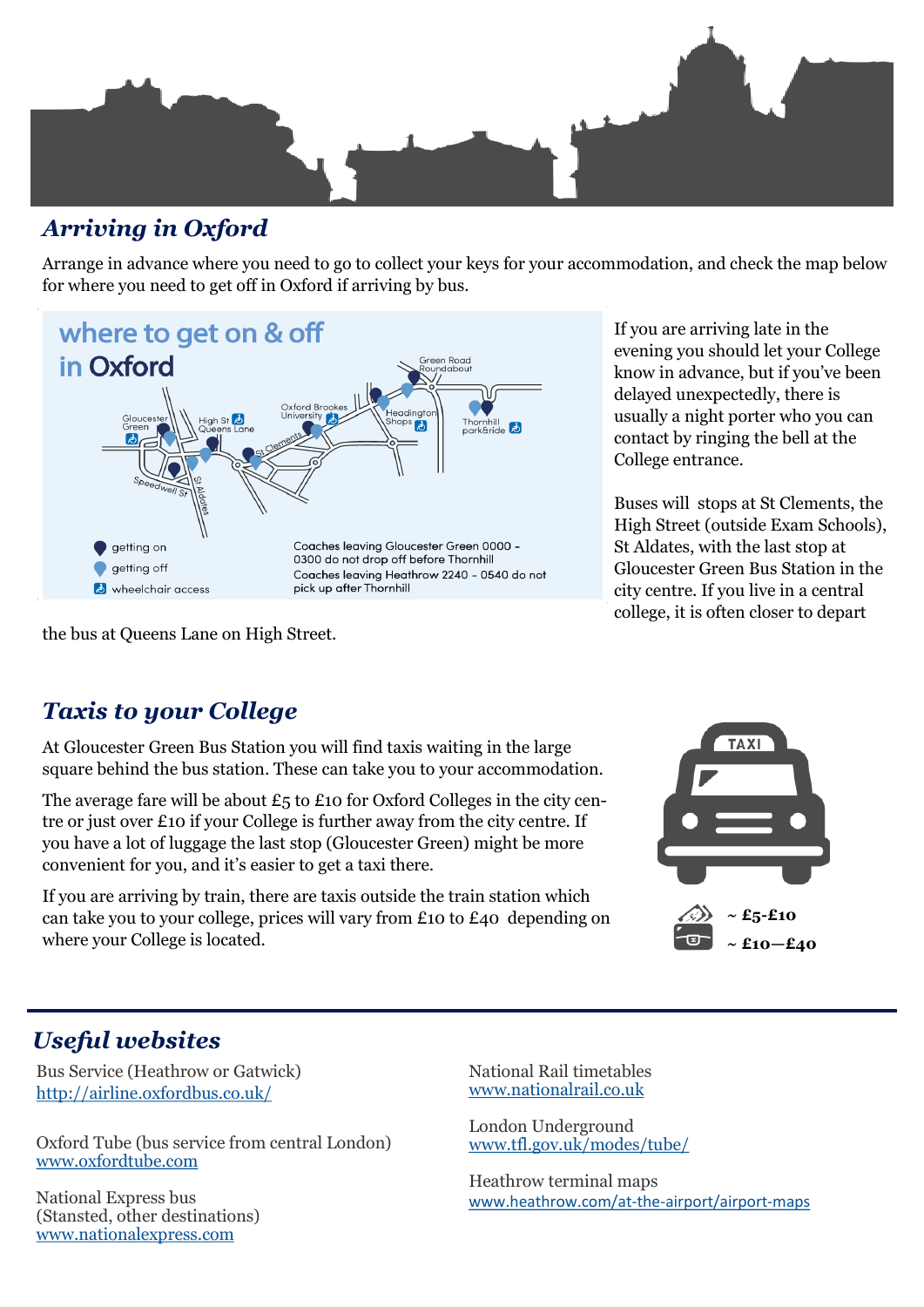## *Arriving in Oxford*

Arrange in advance where you need to go to collect your keys for your accommodation, and check the map below for where you need to get off in Oxford if arriving by bus.

where to get on & off in Oxford

Green Road Roundabout

Oxford Brookes University

Headington Shops

Thornhill park&ride

Gloucester Green

High St Queens Lane

St Clements

Speedwell St

St Aldates

getting on

getting off

wheelchair access

Coaches leaving Gloucester Green 0000 – 0300 do not drop off before Thornhill

Coaches leaving Heathrow 2240 – 0540 do not pick up after Thornhill

If you are arriving late in the evening you should let your College know in advance, but if you've been delayed unexpectedly, there is usually a night porter who you can contact by ringing the bell at the College entrance.

Buses will stops at St Clements, the High Street (outside Exam Schools), St Aldates, with the last stop at Gloucester Green Bus Station in the city centre. If you live in a central college, it is often closer to depart the bus at Queens Lane on High Street.

## *Taxis to your College*

At Gloucester Green Bus Station you will find taxis waiting in the large square behind the bus station. These can take you to your accommodation.

The average fare will be about £5 to £10 for Oxford Colleges in the city centre or just over £10 if your College is further away from the city centre. If you have a lot of luggage the last stop (Gloucester Green) might be more convenient for you, and it's easier to get a taxi there.

If you are arriving by train, there are taxis outside the train station which can take you to your college, prices will vary from £10 to £40 depending on where your College is located.

TAXI

**~ £5-£10**

**~ £10—£40**

## *Useful websites*

Bus Service (Heathrow or Gatwick)
http://airline.oxfordbus.co.uk/

Oxford Tube (bus service from central London)
www.oxfordtube.com

National Express bus
(Stansted, other destinations)
www.nationalexpress.com

National Rail timetables
www.nationalrail.co.uk

London Underground
www.tfl.gov.uk/modes/tube/

Heathrow terminal maps
www.heathrow.com/at-the-airport/airport-maps